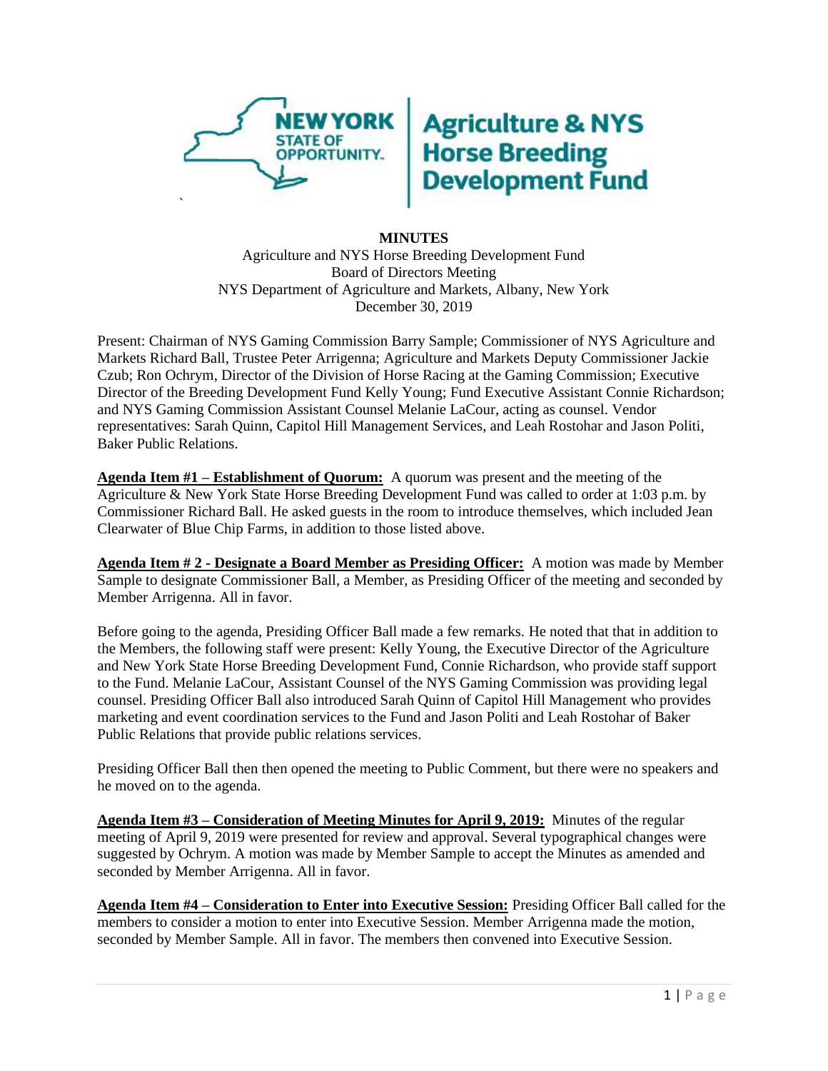# Agriculture & NYS Horse Breeding Development Fund

**MINUTES**

Agriculture and NYS Horse Breeding Development Fund
Board of Directors Meeting
NYS Department of Agriculture and Markets, Albany, New York
December 30, 2019

Present: Chairman of NYS Gaming Commission Barry Sample; Commissioner of NYS Agriculture and Markets Richard Ball, Trustee Peter Arrigenna; Agriculture and Markets Deputy Commissioner Jackie Czub; Ron Ochrym, Director of the Division of Horse Racing at the Gaming Commission; Executive Director of the Breeding Development Fund Kelly Young; Fund Executive Assistant Connie Richardson; and NYS Gaming Commission Assistant Counsel Melanie LaCour, acting as counsel. Vendor representatives: Sarah Quinn, Capitol Hill Management Services, and Leah Rostohar and Jason Politi, Baker Public Relations.

**Agenda Item #1 – Establishment of Quorum:** A quorum was present and the meeting of the Agriculture & New York State Horse Breeding Development Fund was called to order at 1:03 p.m. by Commissioner Richard Ball. He asked guests in the room to introduce themselves, which included Jean Clearwater of Blue Chip Farms, in addition to those listed above.

**Agenda Item # 2 - Designate a Board Member as Presiding Officer:** A motion was made by Member Sample to designate Commissioner Ball, a Member, as Presiding Officer of the meeting and seconded by Member Arrigenna. All in favor.

Before going to the agenda, Presiding Officer Ball made a few remarks. He noted that that in addition to the Members, the following staff were present: Kelly Young, the Executive Director of the Agriculture and New York State Horse Breeding Development Fund, Connie Richardson, who provide staff support to the Fund. Melanie LaCour, Assistant Counsel of the NYS Gaming Commission was providing legal counsel. Presiding Officer Ball also introduced Sarah Quinn of Capitol Hill Management who provides marketing and event coordination services to the Fund and Jason Politi and Leah Rostohar of Baker Public Relations that provide public relations services.

Presiding Officer Ball then then opened the meeting to Public Comment, but there were no speakers and he moved on to the agenda.

**Agenda Item #3 – Consideration of Meeting Minutes for April 9, 2019:** Minutes of the regular meeting of April 9, 2019 were presented for review and approval. Several typographical changes were suggested by Ochrym. A motion was made by Member Sample to accept the Minutes as amended and seconded by Member Arrigenna. All in favor.

**Agenda Item #4 – Consideration to Enter into Executive Session:** Presiding Officer Ball called for the members to consider a motion to enter into Executive Session. Member Arrigenna made the motion, seconded by Member Sample. All in favor. The members then convened into Executive Session.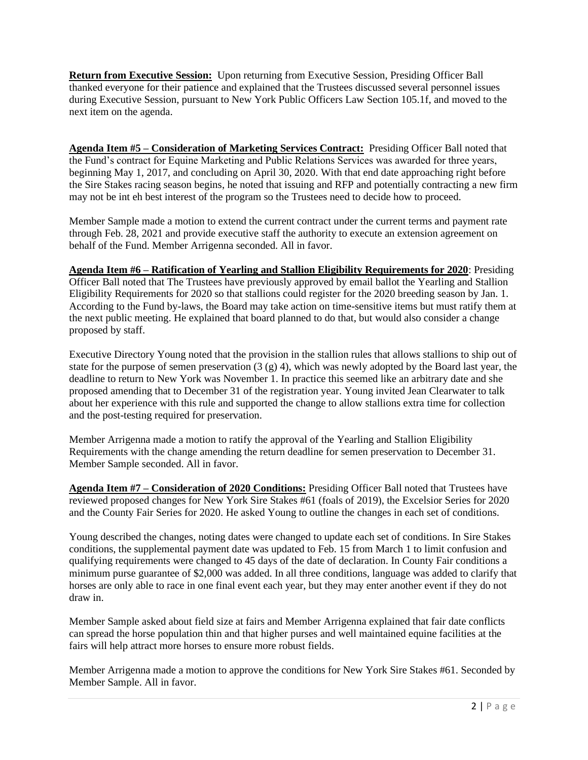**Return from Executive Session:** Upon returning from Executive Session, Presiding Officer Ball thanked everyone for their patience and explained that the Trustees discussed several personnel issues during Executive Session, pursuant to New York Public Officers Law Section 105.1f, and moved to the next item on the agenda.

**Agenda Item #5 – Consideration of Marketing Services Contract:** Presiding Officer Ball noted that the Fund's contract for Equine Marketing and Public Relations Services was awarded for three years, beginning May 1, 2017, and concluding on April 30, 2020. With that end date approaching right before the Sire Stakes racing season begins, he noted that issuing and RFP and potentially contracting a new firm may not be int eh best interest of the program so the Trustees need to decide how to proceed.

Member Sample made a motion to extend the current contract under the current terms and payment rate through Feb. 28, 2021 and provide executive staff the authority to execute an extension agreement on behalf of the Fund. Member Arrigenna seconded. All in favor.

**Agenda Item #6 – Ratification of Yearling and Stallion Eligibility Requirements for 2020**: Presiding Officer Ball noted that The Trustees have previously approved by email ballot the Yearling and Stallion Eligibility Requirements for 2020 so that stallions could register for the 2020 breeding season by Jan. 1. According to the Fund by-laws, the Board may take action on time-sensitive items but must ratify them at the next public meeting. He explained that board planned to do that, but would also consider a change proposed by staff.

Executive Directory Young noted that the provision in the stallion rules that allows stallions to ship out of state for the purpose of semen preservation (3 (g) 4), which was newly adopted by the Board last year, the deadline to return to New York was November 1. In practice this seemed like an arbitrary date and she proposed amending that to December 31 of the registration year. Young invited Jean Clearwater to talk about her experience with this rule and supported the change to allow stallions extra time for collection and the post-testing required for preservation.

Member Arrigenna made a motion to ratify the approval of the Yearling and Stallion Eligibility Requirements with the change amending the return deadline for semen preservation to December 31. Member Sample seconded. All in favor.

**Agenda Item #7 – Consideration of 2020 Conditions:** Presiding Officer Ball noted that Trustees have reviewed proposed changes for New York Sire Stakes #61 (foals of 2019), the Excelsior Series for 2020 and the County Fair Series for 2020. He asked Young to outline the changes in each set of conditions.

Young described the changes, noting dates were changed to update each set of conditions. In Sire Stakes conditions, the supplemental payment date was updated to Feb. 15 from March 1 to limit confusion and qualifying requirements were changed to 45 days of the date of declaration. In County Fair conditions a minimum purse guarantee of $2,000 was added. In all three conditions, language was added to clarify that horses are only able to race in one final event each year, but they may enter another event if they do not draw in.

Member Sample asked about field size at fairs and Member Arrigenna explained that fair date conflicts can spread the horse population thin and that higher purses and well maintained equine facilities at the fairs will help attract more horses to ensure more robust fields.

Member Arrigenna made a motion to approve the conditions for New York Sire Stakes #61. Seconded by Member Sample. All in favor.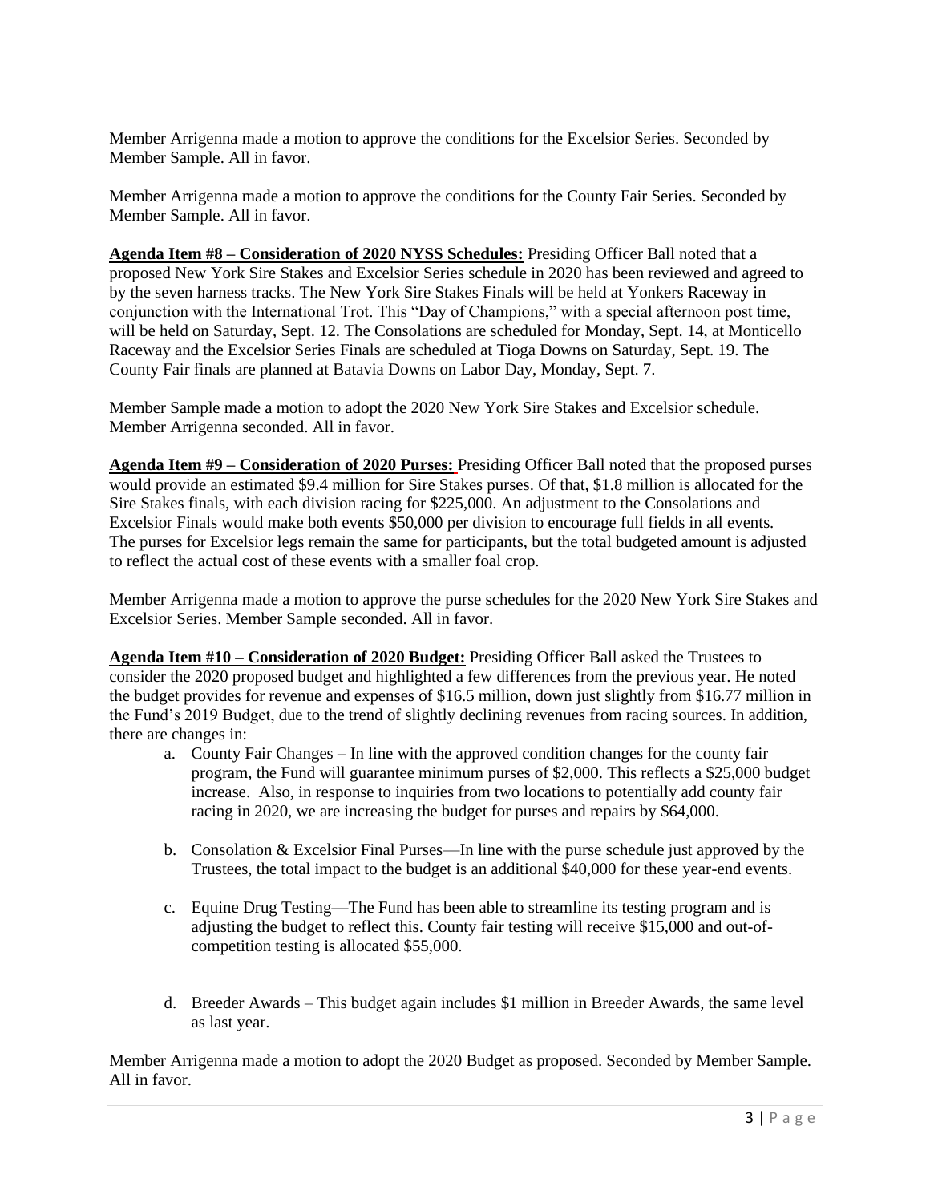Member Arrigenna made a motion to approve the conditions for the Excelsior Series. Seconded by Member Sample. All in favor.

Member Arrigenna made a motion to approve the conditions for the County Fair Series. Seconded by Member Sample. All in favor.

**Agenda Item #8 – Consideration of 2020 NYSS Schedules:** Presiding Officer Ball noted that a proposed New York Sire Stakes and Excelsior Series schedule in 2020 has been reviewed and agreed to by the seven harness tracks. The New York Sire Stakes Finals will be held at Yonkers Raceway in conjunction with the International Trot. This "Day of Champions," with a special afternoon post time, will be held on Saturday, Sept. 12. The Consolations are scheduled for Monday, Sept. 14, at Monticello Raceway and the Excelsior Series Finals are scheduled at Tioga Downs on Saturday, Sept. 19. The County Fair finals are planned at Batavia Downs on Labor Day, Monday, Sept. 7.

Member Sample made a motion to adopt the 2020 New York Sire Stakes and Excelsior schedule. Member Arrigenna seconded. All in favor.

**Agenda Item #9 – Consideration of 2020 Purses:** Presiding Officer Ball noted that the proposed purses would provide an estimated $9.4 million for Sire Stakes purses. Of that, $1.8 million is allocated for the Sire Stakes finals, with each division racing for $225,000. An adjustment to the Consolations and Excelsior Finals would make both events $50,000 per division to encourage full fields in all events. The purses for Excelsior legs remain the same for participants, but the total budgeted amount is adjusted to reflect the actual cost of these events with a smaller foal crop.

Member Arrigenna made a motion to approve the purse schedules for the 2020 New York Sire Stakes and Excelsior Series. Member Sample seconded. All in favor.

**Agenda Item #10 – Consideration of 2020 Budget:** Presiding Officer Ball asked the Trustees to consider the 2020 proposed budget and highlighted a few differences from the previous year. He noted the budget provides for revenue and expenses of $16.5 million, down just slightly from $16.77 million in the Fund's 2019 Budget, due to the trend of slightly declining revenues from racing sources. In addition, there are changes in:

a. County Fair Changes – In line with the approved condition changes for the county fair program, the Fund will guarantee minimum purses of $2,000. This reflects a $25,000 budget increase. Also, in response to inquiries from two locations to potentially add county fair racing in 2020, we are increasing the budget for purses and repairs by $64,000.

b. Consolation & Excelsior Final Purses—In line with the purse schedule just approved by the Trustees, the total impact to the budget is an additional $40,000 for these year-end events.

c. Equine Drug Testing—The Fund has been able to streamline its testing program and is adjusting the budget to reflect this. County fair testing will receive $15,000 and out-of-competition testing is allocated $55,000.

d. Breeder Awards – This budget again includes $1 million in Breeder Awards, the same level as last year.

Member Arrigenna made a motion to adopt the 2020 Budget as proposed. Seconded by Member Sample. All in favor.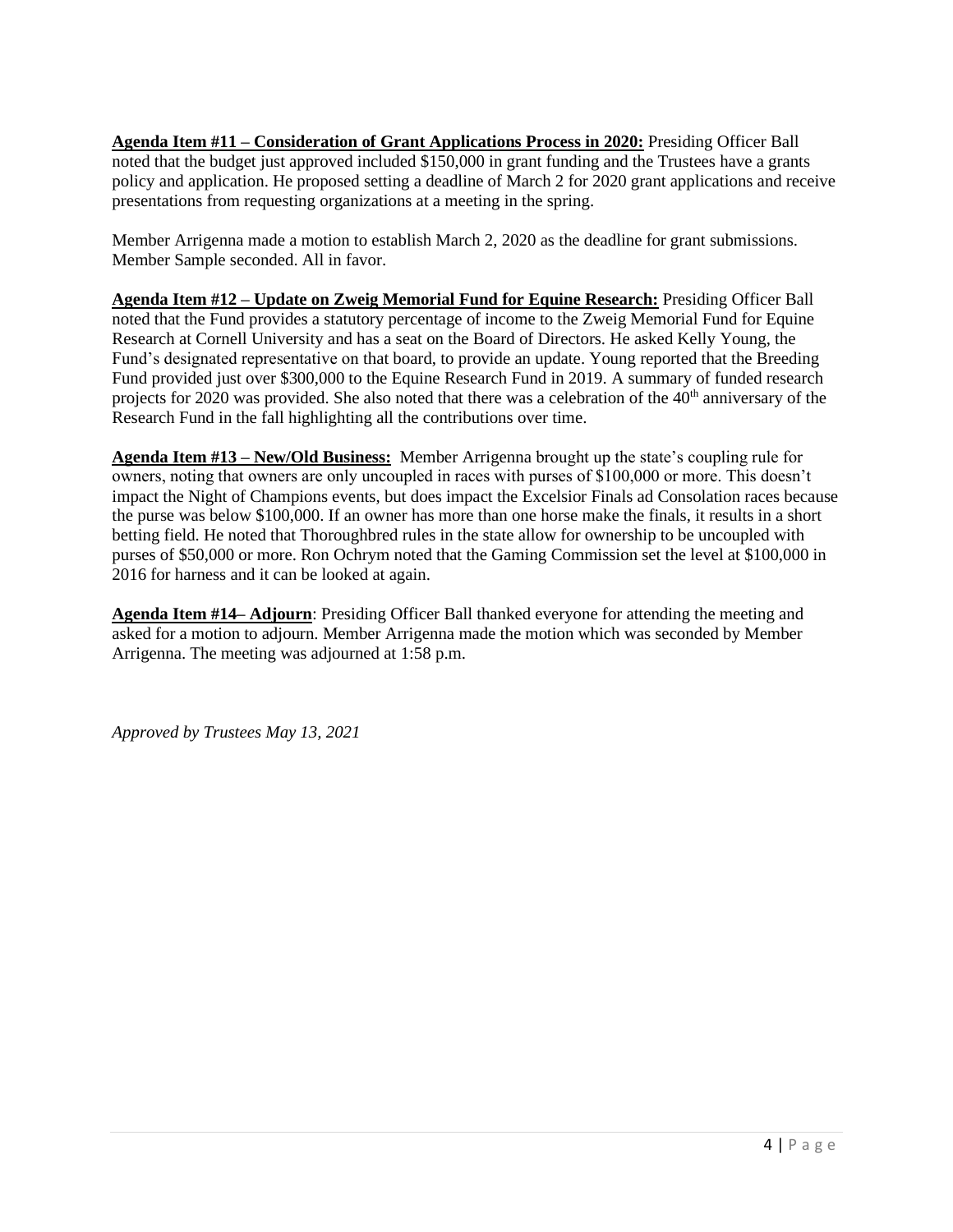**Agenda Item #11 – Consideration of Grant Applications Process in 2020:** Presiding Officer Ball noted that the budget just approved included $150,000 in grant funding and the Trustees have a grants policy and application. He proposed setting a deadline of March 2 for 2020 grant applications and receive presentations from requesting organizations at a meeting in the spring.

Member Arrigenna made a motion to establish March 2, 2020 as the deadline for grant submissions. Member Sample seconded. All in favor.

**Agenda Item #12 – Update on Zweig Memorial Fund for Equine Research:** Presiding Officer Ball noted that the Fund provides a statutory percentage of income to the Zweig Memorial Fund for Equine Research at Cornell University and has a seat on the Board of Directors. He asked Kelly Young, the Fund's designated representative on that board, to provide an update. Young reported that the Breeding Fund provided just over $300,000 to the Equine Research Fund in 2019. A summary of funded research projects for 2020 was provided. She also noted that there was a celebration of the 40th anniversary of the Research Fund in the fall highlighting all the contributions over time.

**Agenda Item #13 – New/Old Business:** Member Arrigenna brought up the state's coupling rule for owners, noting that owners are only uncoupled in races with purses of $100,000 or more. This doesn't impact the Night of Champions events, but does impact the Excelsior Finals ad Consolation races because the purse was below $100,000. If an owner has more than one horse make the finals, it results in a short betting field. He noted that Thoroughbred rules in the state allow for ownership to be uncoupled with purses of $50,000 or more. Ron Ochrym noted that the Gaming Commission set the level at $100,000 in 2016 for harness and it can be looked at again.

**Agenda Item #14– Adjourn**: Presiding Officer Ball thanked everyone for attending the meeting and asked for a motion to adjourn. Member Arrigenna made the motion which was seconded by Member Arrigenna. The meeting was adjourned at 1:58 p.m.

*Approved by Trustees May 13, 2021*